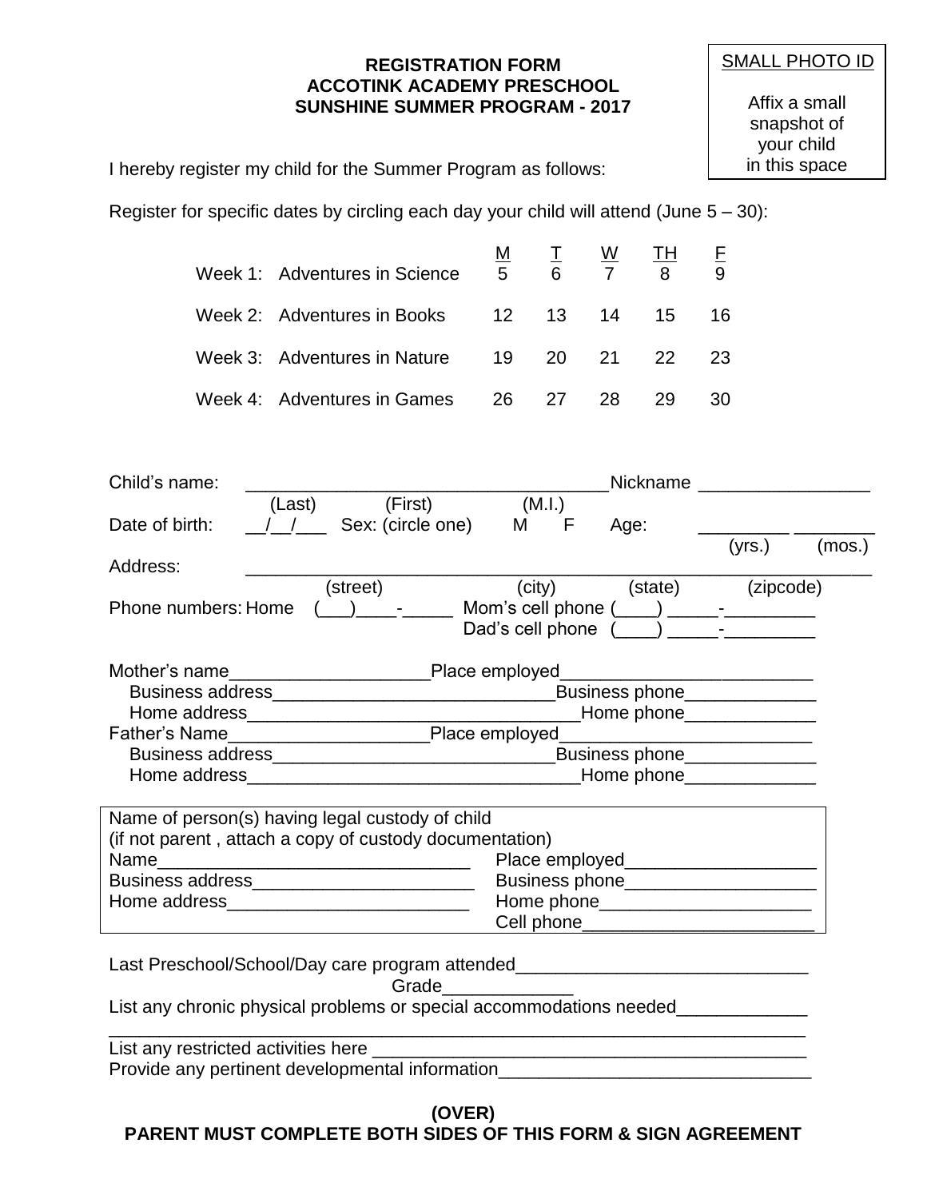**REGISTRATION FORM**
**ACCOTINK ACADEMY PRESCHOOL**
**SUNSHINE SUMMER PROGRAM - 2017**

SMALL PHOTO ID

Affix a small snapshot of your child in this space

I hereby register my child for the Summer Program as follows:

Register for specific dates by circling each day your child will attend (June 5 – 30):

| | M | T | W | TH | F |
|---|---|---|---|---|---|
| Week 1: Adventures in Science | 5 | 6 | 7 | 8 | 9 |
| Week 2: Adventures in Books | 12 | 13 | 14 | 15 | 16 |
| Week 3: Adventures in Nature | 19 | 20 | 21 | 22 | 23 |
| Week 4: Adventures in Games | 26 | 27 | 28 | 29 | 30 |

Child's name: ___________________________________ Nickname ________________
(Last) (First) (M.I.)

Date of birth: __/__/___ Sex: (circle one) M F Age: _________ ________
(yrs.) (mos.)

Address: ____________________________________________________________
(street) (city) (state) (zipcode)

Phone numbers: Home (___)____-_____ Mom's cell phone (____) _____-_________
Dad's cell phone (____) _____-_________

Mother's name____________________Place employed_________________________
Business address_____________________________Business phone_____________
Home address_________________________________Home phone_____________

Father's Name____________________Place employed_________________________
Business address_____________________________Business phone_____________
Home address_________________________________Home phone_____________

Name of person(s) having legal custody of child
(if not parent , attach a copy of custody documentation)
Name________________________________ Place employed___________________
Business address______________________ Business phone___________________
Home address________________________ Home phone_____________________
Cell phone_______________________

Last Preschool/School/Day care program attended_____________________________
Grade_____________

List any chronic physical problems or special accommodations needed_____________
_____________________________________________________________________

List any restricted activities here __________________________________________

Provide any pertinent developmental information_______________________________

**(OVER)**
**PARENT MUST COMPLETE BOTH SIDES OF THIS FORM & SIGN AGREEMENT**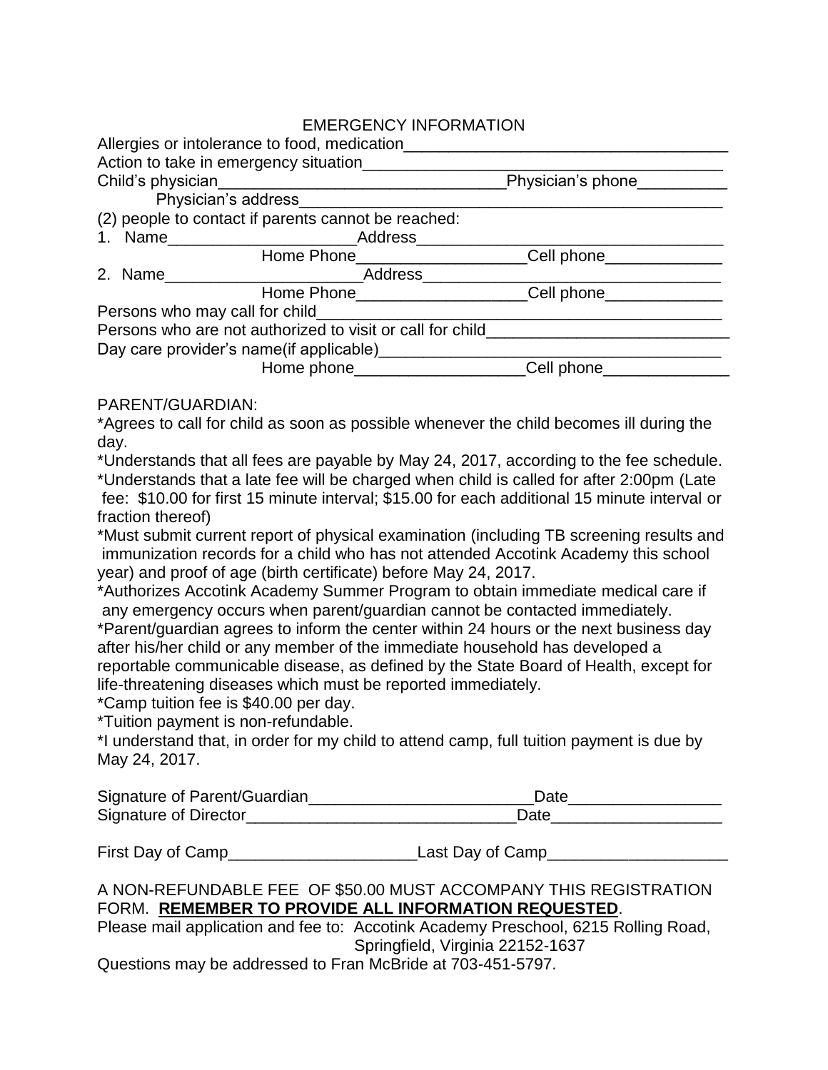## EMERGENCY INFORMATION

Allergies or intolerance to food, medication____________________________________

Action to take in emergency situation_____________________________________

Child's physician_______________________________Physician's phone__________

Physician's address_______________________________________________

(2) people to contact if parents cannot be reached:

1. Name____________________Address_________________________________

   Home Phone__________________Cell phone_____________

2. Name_____________________Address________________________________

   Home Phone___________________Cell phone_____________

Persons who may call for child_______________________________________________

Persons who are not authorized to visit or call for child___________________________

Day care provider's name(if applicable)_____________________________________

Home phone__________________Cell phone______________

PARENT/GUARDIAN:

*Agrees to call for child as soon as possible whenever the child becomes ill during the day.

*Understands that all fees are payable by May 24, 2017, according to the fee schedule.

*Understands that a late fee will be charged when child is called for after 2:00pm (Late fee: $10.00 for first 15 minute interval; $15.00 for each additional 15 minute interval or fraction thereof)

*Must submit current report of physical examination (including TB screening results and immunization records for a child who has not attended Accotink Academy this school year) and proof of age (birth certificate) before May 24, 2017.

*Authorizes Accotink Academy Summer Program to obtain immediate medical care if any emergency occurs when parent/guardian cannot be contacted immediately.

*Parent/guardian agrees to inform the center within 24 hours or the next business day after his/her child or any member of the immediate household has developed a reportable communicable disease, as defined by the State Board of Health, except for life-threatening diseases which must be reported immediately.

*Camp tuition fee is $40.00 per day.

*Tuition payment is non-refundable.

*I understand that, in order for my child to attend camp, full tuition payment is due by May 24, 2017.

Signature of Parent/Guardian________________________Date_________________

Signature of Director_____________________________Date__________________

First Day of Camp_____________________Last Day of Camp____________________

A NON-REFUNDABLE FEE OF $50.00 MUST ACCOMPANY THIS REGISTRATION FORM. **REMEMBER TO PROVIDE ALL INFORMATION REQUESTED**.

Please mail application and fee to: Accotink Academy Preschool, 6215 Rolling Road, Springfield, Virginia 22152-1637

Questions may be addressed to Fran McBride at 703-451-5797.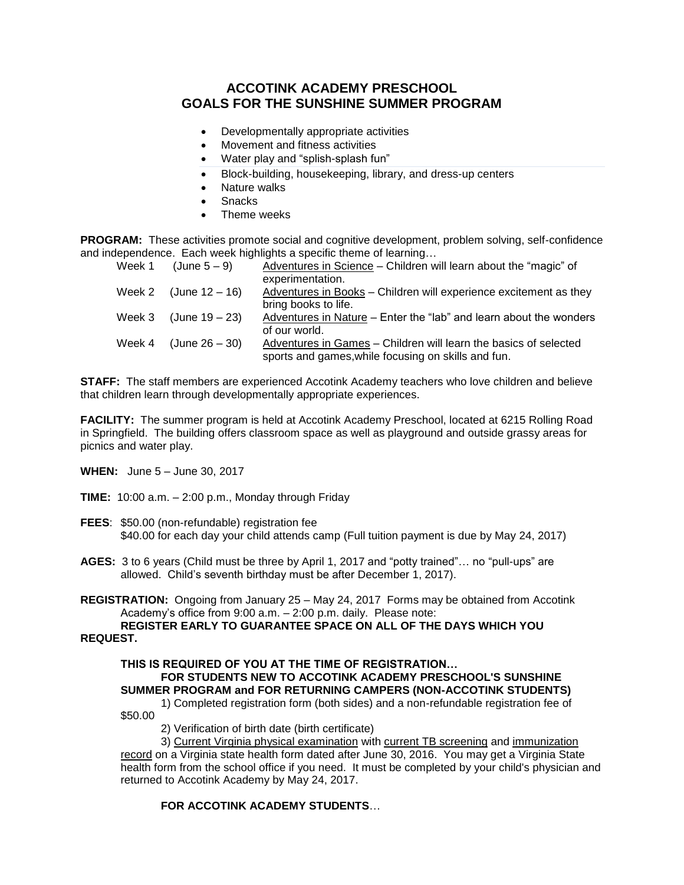# ACCOTINK ACADEMY PRESCHOOL
# GOALS FOR THE SUNSHINE SUMMER PROGRAM

- Developmentally appropriate activities
- Movement and fitness activities
- Water play and "splish-splash fun"
- Block-building, housekeeping, library, and dress-up centers
- Nature walks
- Snacks
- Theme weeks

**PROGRAM:** These activities promote social and cognitive development, problem solving, self-confidence and independence. Each week highlights a specific theme of learning…

| | | |
|---|---|---|
| Week 1 | (June 5 – 9) | Adventures in Science – Children will learn about the "magic" of experimentation. |
| Week 2 | (June 12 – 16) | Adventures in Books – Children will experience excitement as they bring books to life. |
| Week 3 | (June 19 – 23) | Adventures in Nature – Enter the "lab" and learn about the wonders of our world. |
| Week 4 | (June 26 – 30) | Adventures in Games – Children will learn the basics of selected sports and games,while focusing on skills and fun. |

**STAFF:** The staff members are experienced Accotink Academy teachers who love children and believe that children learn through developmentally appropriate experiences.

**FACILITY:** The summer program is held at Accotink Academy Preschool, located at 6215 Rolling Road in Springfield. The building offers classroom space as well as playground and outside grassy areas for picnics and water play.

**WHEN:** June 5 – June 30, 2017

**TIME:** 10:00 a.m. – 2:00 p.m., Monday through Friday

**FEES**: $50.00 (non-refundable) registration fee
$40.00 for each day your child attends camp (Full tuition payment is due by May 24, 2017)

**AGES:** 3 to 6 years (Child must be three by April 1, 2017 and "potty trained"… no "pull-ups" are allowed. Child's seventh birthday must be after December 1, 2017).

**REGISTRATION:** Ongoing from January 25 – May 24, 2017 Forms may be obtained from Accotink Academy's office from 9:00 a.m. – 2:00 p.m. daily. Please note:
**REGISTER EARLY TO GUARANTEE SPACE ON ALL OF THE DAYS WHICH YOU REQUEST.**

**THIS IS REQUIRED OF YOU AT THE TIME OF REGISTRATION…**
**FOR STUDENTS NEW TO ACCOTINK ACADEMY PRESCHOOL'S SUNSHINE SUMMER PROGRAM and FOR RETURNING CAMPERS (NON-ACCOTINK STUDENTS)**

1) Completed registration form (both sides) and a non-refundable registration fee of $50.00

2) Verification of birth date (birth certificate)

3) Current Virginia physical examination with current TB screening and immunization record on a Virginia state health form dated after June 30, 2016. You may get a Virginia State health form from the school office if you need. It must be completed by your child's physician and returned to Accotink Academy by May 24, 2017.

**FOR ACCOTINK ACADEMY STUDENTS**…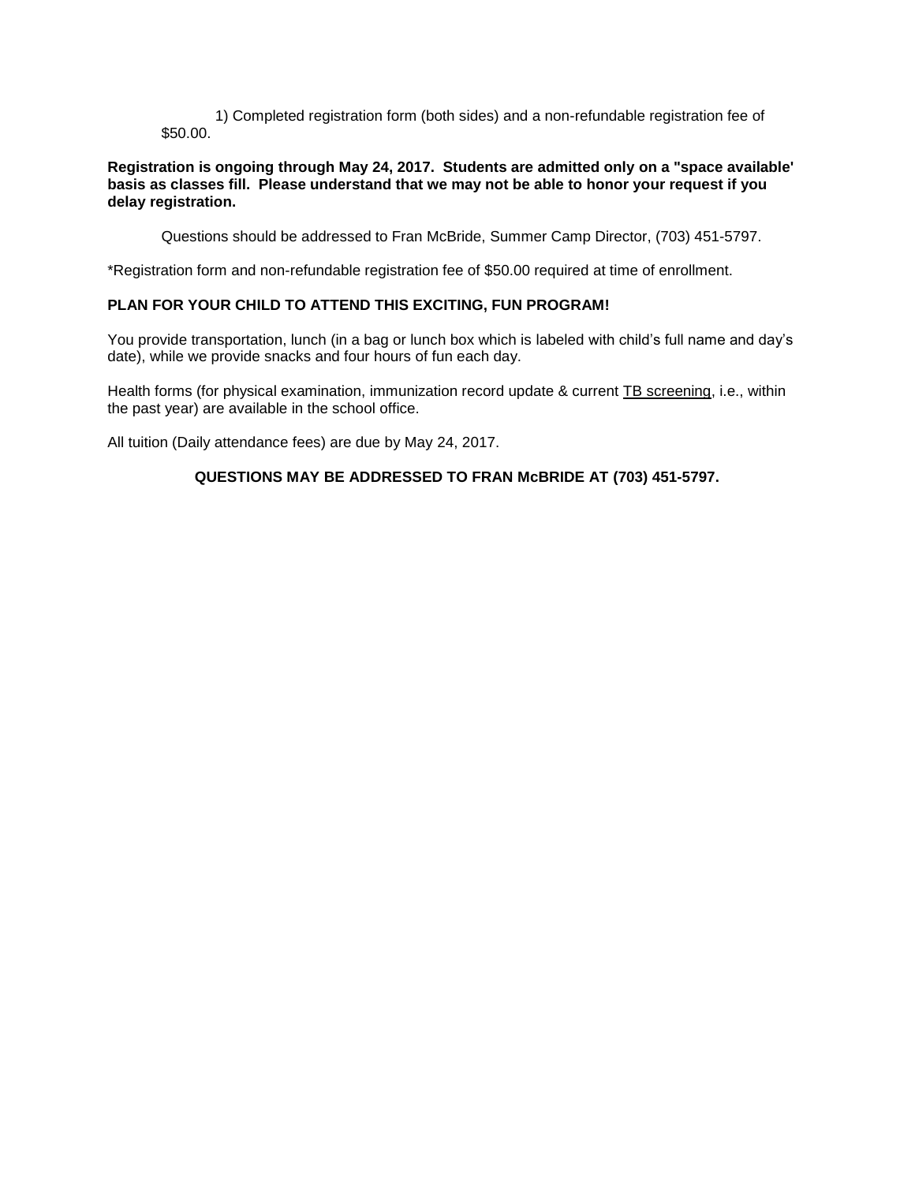1) Completed registration form (both sides) and a non-refundable registration fee of $50.00.

**Registration is ongoing through May 24, 2017. Students are admitted only on a "space available' basis as classes fill. Please understand that we may not be able to honor your request if you delay registration.**

Questions should be addressed to Fran McBride, Summer Camp Director, (703) 451-5797.

*Registration form and non-refundable registration fee of $50.00 required at time of enrollment.

**PLAN FOR YOUR CHILD TO ATTEND THIS EXCITING, FUN PROGRAM!**

You provide transportation, lunch (in a bag or lunch box which is labeled with child's full name and day's date), while we provide snacks and four hours of fun each day.

Health forms (for physical examination, immunization record update & current TB screening, i.e., within the past year) are available in the school office.

All tuition (Daily attendance fees) are due by May 24, 2017.

**QUESTIONS MAY BE ADDRESSED TO FRAN McBRIDE AT (703) 451-5797.**